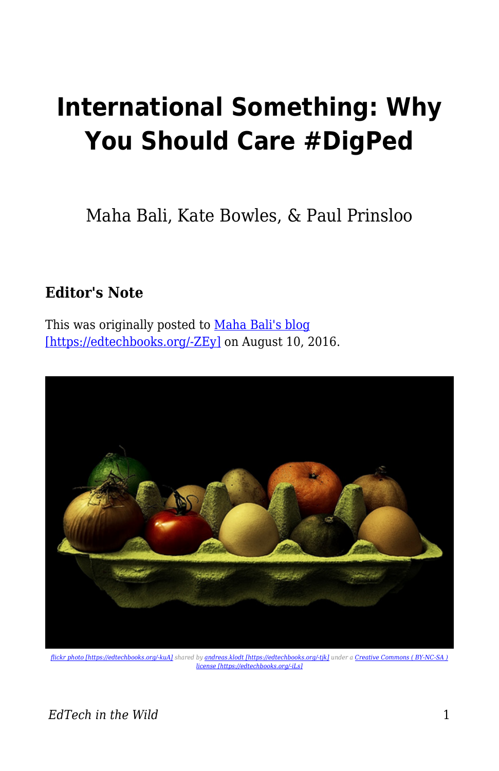# International Something: Why You Should Care #DigPed

Maha Bali, Kate Bowles, & Paul Prinsloo

## Editor's Note

This was originally posted to [Maha Bali's blog [https://edtechbooks.org/-ZEy]](https://edtechbooks.org/-ZEy) on August 10, 2016.

*[flickr photo [https://edtechbooks.org/-kuA]](https://edtechbooks.org/-kuA) shared by [andreas.klodt [https://edtechbooks.org/-tjk]](https://edtechbooks.org/-tjk) under a [Creative Commons ( BY-NC-SA ) license [https://edtechbooks.org/-iLs]](https://edtechbooks.org/-iLs)*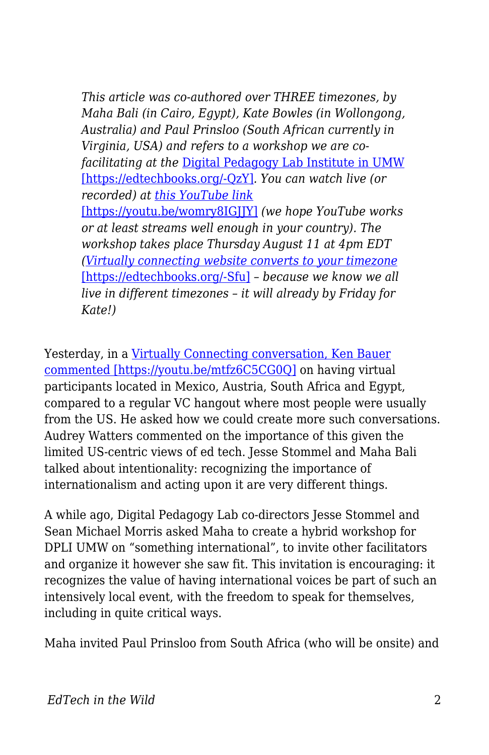*This article was co-authored over THREE timezones, by Maha Bali (in Cairo, Egypt), Kate Bowles (in Wollongong, Australia) and Paul Prinsloo (South African currently in Virginia, USA) and refers to a workshop we are co-facilitating at the* [Digital Pedagogy Lab Institute in UMW [https://edtechbooks.org/-QzY]](https://edtechbooks.org/-QzY)*. You can watch live (or recorded) at* [*this YouTube link* [https://youtu.be/womry8IGJJY]](https://youtu.be/womry8IGJJY) *(we hope YouTube works or at least streams well enough in your country). The workshop takes place Thursday August 11 at 4pm EDT (*[*Virtually connecting website converts to your timezone* [https://edtechbooks.org/-Sfu]](https://edtechbooks.org/-Sfu) *– because we know we all live in different timezones – it will already by Friday for Kate!)*

Yesterday, in a [Virtually Connecting conversation, Ken Bauer commented [https://youtu.be/mtfz6C5CG0Q]](https://youtu.be/mtfz6C5CG0Q) on having virtual participants located in Mexico, Austria, South Africa and Egypt, compared to a regular VC hangout where most people were usually from the US. He asked how we could create more such conversations. Audrey Watters commented on the importance of this given the limited US-centric views of ed tech. Jesse Stommel and Maha Bali talked about intentionality: recognizing the importance of internationalism and acting upon it are very different things.

A while ago, Digital Pedagogy Lab co-directors Jesse Stommel and Sean Michael Morris asked Maha to create a hybrid workshop for DPLI UMW on "something international", to invite other facilitators and organize it however she saw fit. This invitation is encouraging: it recognizes the value of having international voices be part of such an intensively local event, with the freedom to speak for themselves, including in quite critical ways.

Maha invited Paul Prinsloo from South Africa (who will be onsite) and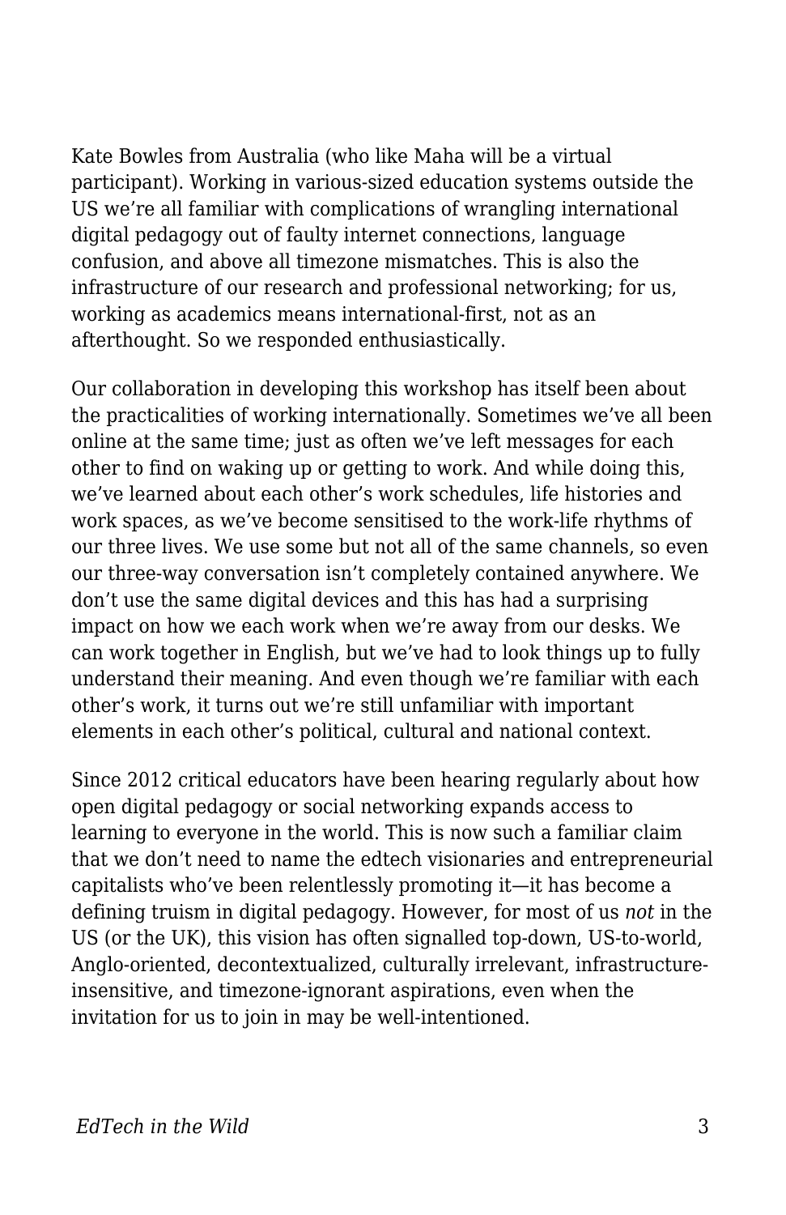Kate Bowles from Australia (who like Maha will be a virtual participant). Working in various-sized education systems outside the US we're all familiar with complications of wrangling international digital pedagogy out of faulty internet connections, language confusion, and above all timezone mismatches. This is also the infrastructure of our research and professional networking; for us, working as academics means international-first, not as an afterthought. So we responded enthusiastically.

Our collaboration in developing this workshop has itself been about the practicalities of working internationally. Sometimes we've all been online at the same time; just as often we've left messages for each other to find on waking up or getting to work. And while doing this, we've learned about each other's work schedules, life histories and work spaces, as we've become sensitised to the work-life rhythms of our three lives. We use some but not all of the same channels, so even our three-way conversation isn't completely contained anywhere. We don't use the same digital devices and this has had a surprising impact on how we each work when we're away from our desks. We can work together in English, but we've had to look things up to fully understand their meaning. And even though we're familiar with each other's work, it turns out we're still unfamiliar with important elements in each other's political, cultural and national context.

Since 2012 critical educators have been hearing regularly about how open digital pedagogy or social networking expands access to learning to everyone in the world. This is now such a familiar claim that we don't need to name the edtech visionaries and entrepreneurial capitalists who've been relentlessly promoting it—it has become a defining truism in digital pedagogy. However, for most of us *not* in the US (or the UK), this vision has often signalled top-down, US-to-world, Anglo-oriented, decontextualized, culturally irrelevant, infrastructure-insensitive, and timezone-ignorant aspirations, even when the invitation for us to join in may be well-intentioned.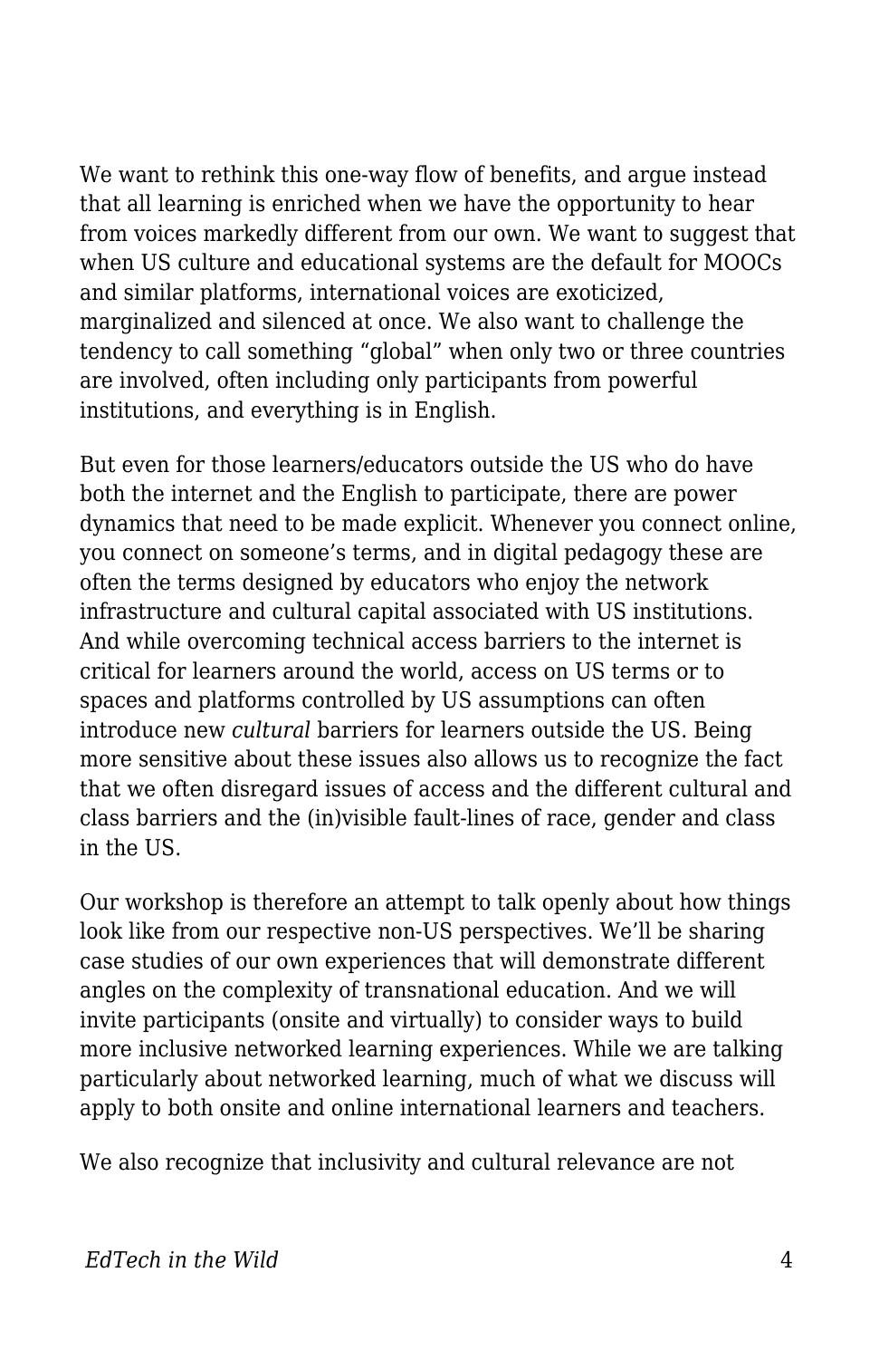We want to rethink this one-way flow of benefits, and argue instead that all learning is enriched when we have the opportunity to hear from voices markedly different from our own. We want to suggest that when US culture and educational systems are the default for MOOCs and similar platforms, international voices are exoticized, marginalized and silenced at once. We also want to challenge the tendency to call something "global" when only two or three countries are involved, often including only participants from powerful institutions, and everything is in English.

But even for those learners/educators outside the US who do have both the internet and the English to participate, there are power dynamics that need to be made explicit. Whenever you connect online, you connect on someone's terms, and in digital pedagogy these are often the terms designed by educators who enjoy the network infrastructure and cultural capital associated with US institutions. And while overcoming technical access barriers to the internet is critical for learners around the world, access on US terms or to spaces and platforms controlled by US assumptions can often introduce new *cultural* barriers for learners outside the US. Being more sensitive about these issues also allows us to recognize the fact that we often disregard issues of access and the different cultural and class barriers and the (in)visible fault-lines of race, gender and class in the US.

Our workshop is therefore an attempt to talk openly about how things look like from our respective non-US perspectives. We'll be sharing case studies of our own experiences that will demonstrate different angles on the complexity of transnational education. And we will invite participants (onsite and virtually) to consider ways to build more inclusive networked learning experiences. While we are talking particularly about networked learning, much of what we discuss will apply to both onsite and online international learners and teachers.

We also recognize that inclusivity and cultural relevance are not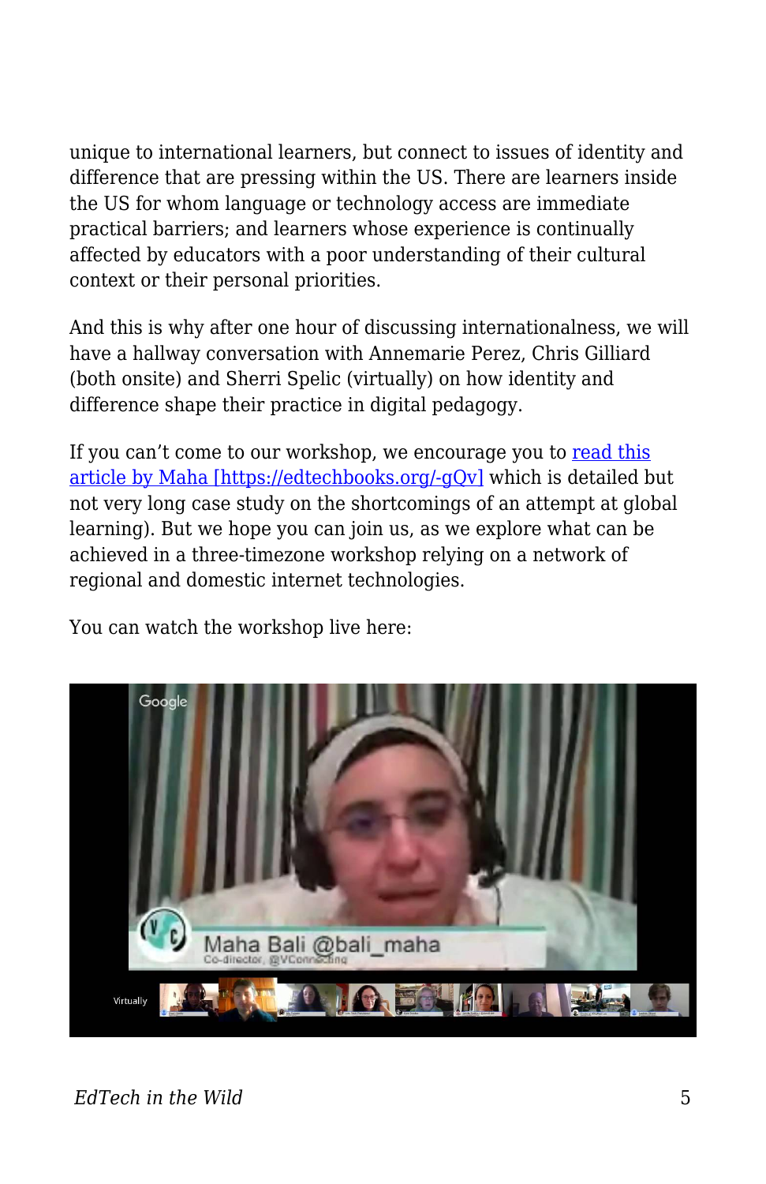unique to international learners, but connect to issues of identity and difference that are pressing within the US. There are learners inside the US for whom language or technology access are immediate practical barriers; and learners whose experience is continually affected by educators with a poor understanding of their cultural context or their personal priorities.

And this is why after one hour of discussing internationalness, we will have a hallway conversation with Annemarie Perez, Chris Gilliard (both onsite) and Sherri Spelic (virtually) on how identity and difference shape their practice in digital pedagogy.

If you can't come to our workshop, we encourage you to [read this article by Maha [https://edtechbooks.org/-gQv]](https://edtechbooks.org/-gQv) which is detailed but not very long case study on the shortcomings of an attempt at global learning). But we hope you can join us, as we explore what can be achieved in a three-timezone workshop relying on a network of regional and domestic internet technologies.

You can watch the workshop live here: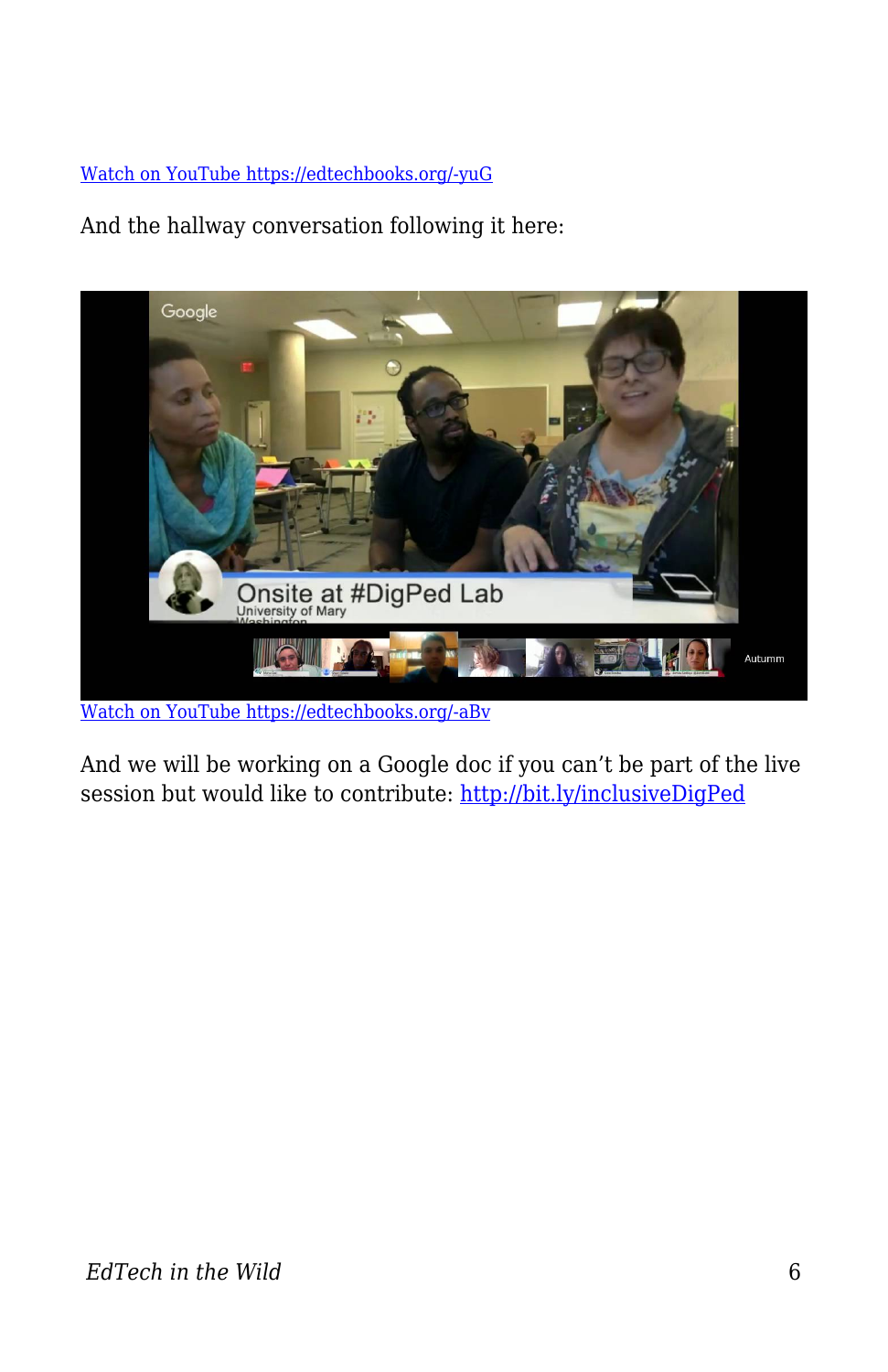Watch on YouTube https://edtechbooks.org/-yuG

And the hallway conversation following it here:

Watch on YouTube https://edtechbooks.org/-aBv

And we will be working on a Google doc if you can't be part of the live session but would like to contribute: http://bit.ly/inclusiveDigPed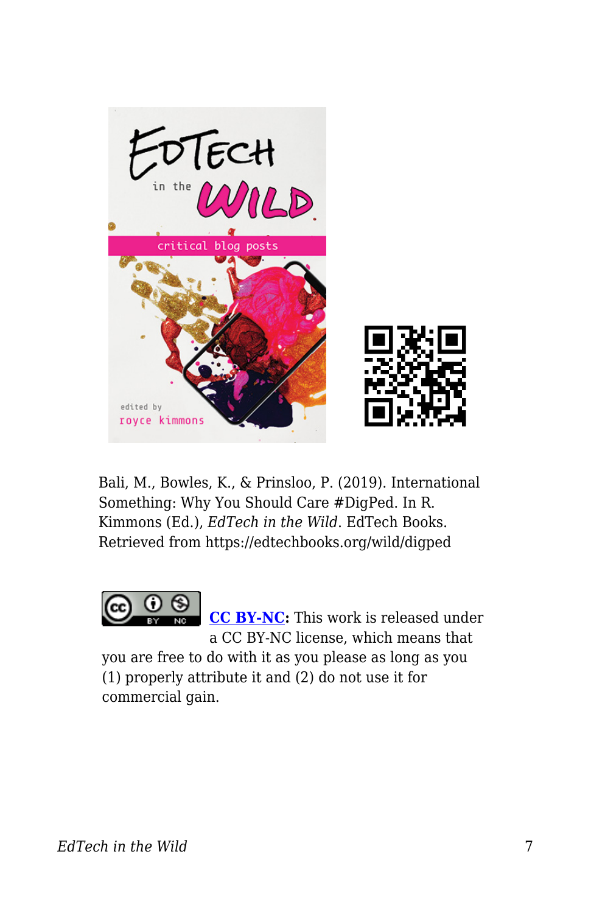Bali, M., Bowles, K., & Prinsloo, P. (2019). International Something: Why You Should Care #DigPed. In R. Kimmons (Ed.), *EdTech in the Wild*. EdTech Books. Retrieved from https://edtechbooks.org/wild/digped

**CC BY-NC:** This work is released under a CC BY-NC license, which means that you are free to do with it as you please as long as you (1) properly attribute it and (2) do not use it for commercial gain.